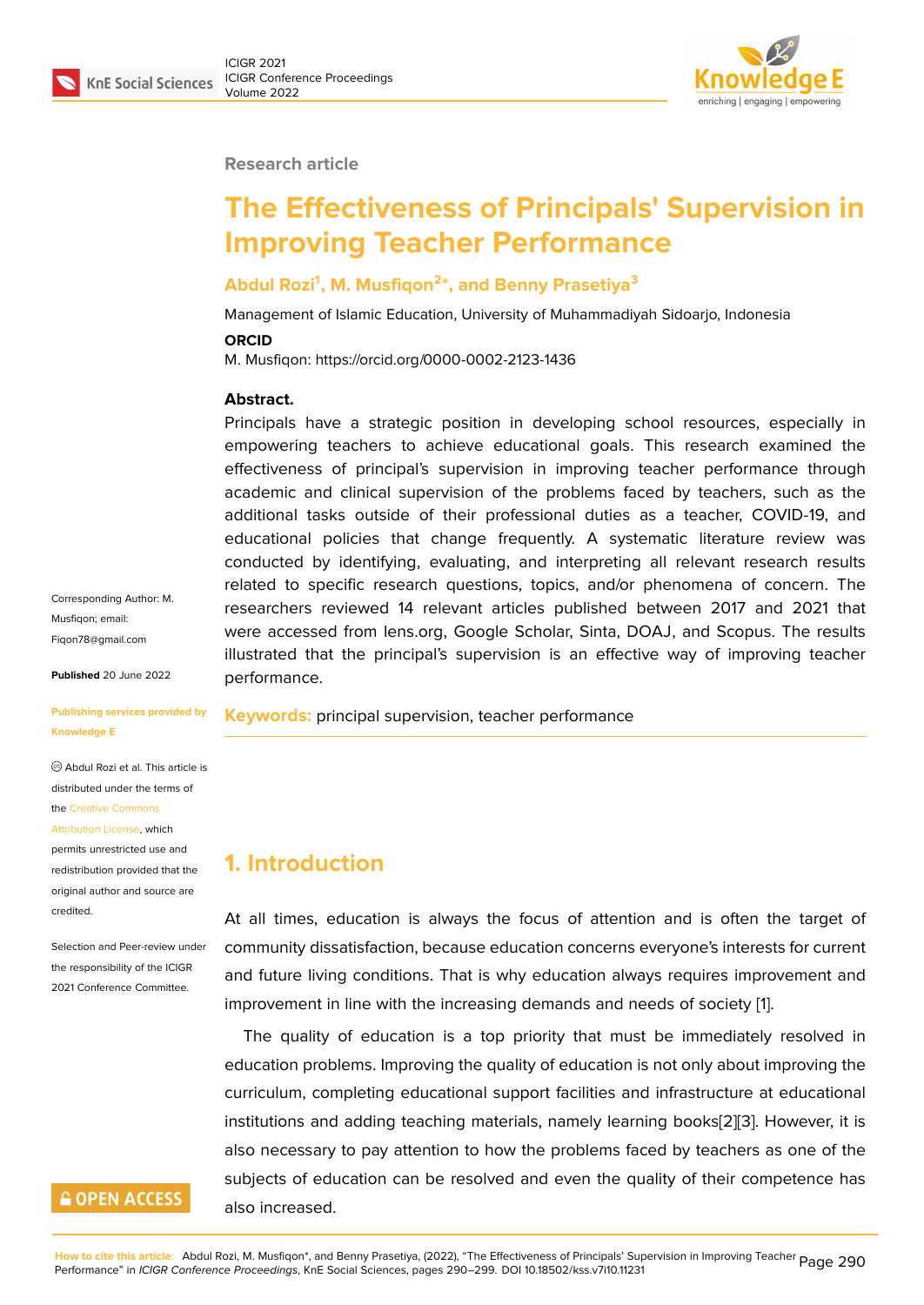Research article

# The Effectiveness of Principals' Supervision in Improving Teacher Performance

**Abdul Rozi[1], M. Musfiqon[2]*, and Benny Prasetiya[3]**

Management of Islamic Education, University of Muhammadiyah Sidoarjo, Indonesia

**ORCID**

M. Musfiqon: https://orcid.org/0000-0002-2123-1436

**Abstract.**

Principals have a strategic position in developing school resources, especially in empowering teachers to achieve educational goals. This research examined the effectiveness of principal's supervision in improving teacher performance through academic and clinical supervision of the problems faced by teachers, such as the additional tasks outside of their professional duties as a teacher, COVID-19, and educational policies that change frequently. A systematic literature review was conducted by identifying, evaluating, and interpreting all relevant research results related to specific research questions, topics, and/or phenomena of concern. The researchers reviewed 14 relevant articles published between 2017 and 2021 that were accessed from lens.org, Google Scholar, Sinta, DOAJ, and Scopus. The results illustrated that the principal's supervision is an effective way of improving teacher performance.

**Keywords:** principal supervision, teacher performance

Corresponding Author: M. Musfiqon; email: Fiqon78@gmail.com

**Published** 20 June 2022

**Publishing services provided by Knowledge E**

© Abdul Rozi et al. This article is distributed under the terms of the Creative Commons Attribution License, which permits unrestricted use and redistribution provided that the original author and source are credited.

Selection and Peer-review under the responsibility of the ICIGR 2021 Conference Committee.

OPEN ACCESS

## 1. Introduction

At all times, education is always the focus of attention and is often the target of community dissatisfaction, because education concerns everyone's interests for current and future living conditions. That is why education always requires improvement and improvement in line with the increasing demands and needs of society [1].

The quality of education is a top priority that must be immediately resolved in education problems. Improving the quality of education is not only about improving the curriculum, completing educational support facilities and infrastructure at educational institutions and adding teaching materials, namely learning books[2][3]. However, it is also necessary to pay attention to how the problems faced by teachers as one of the subjects of education can be resolved and even the quality of their competence has also increased.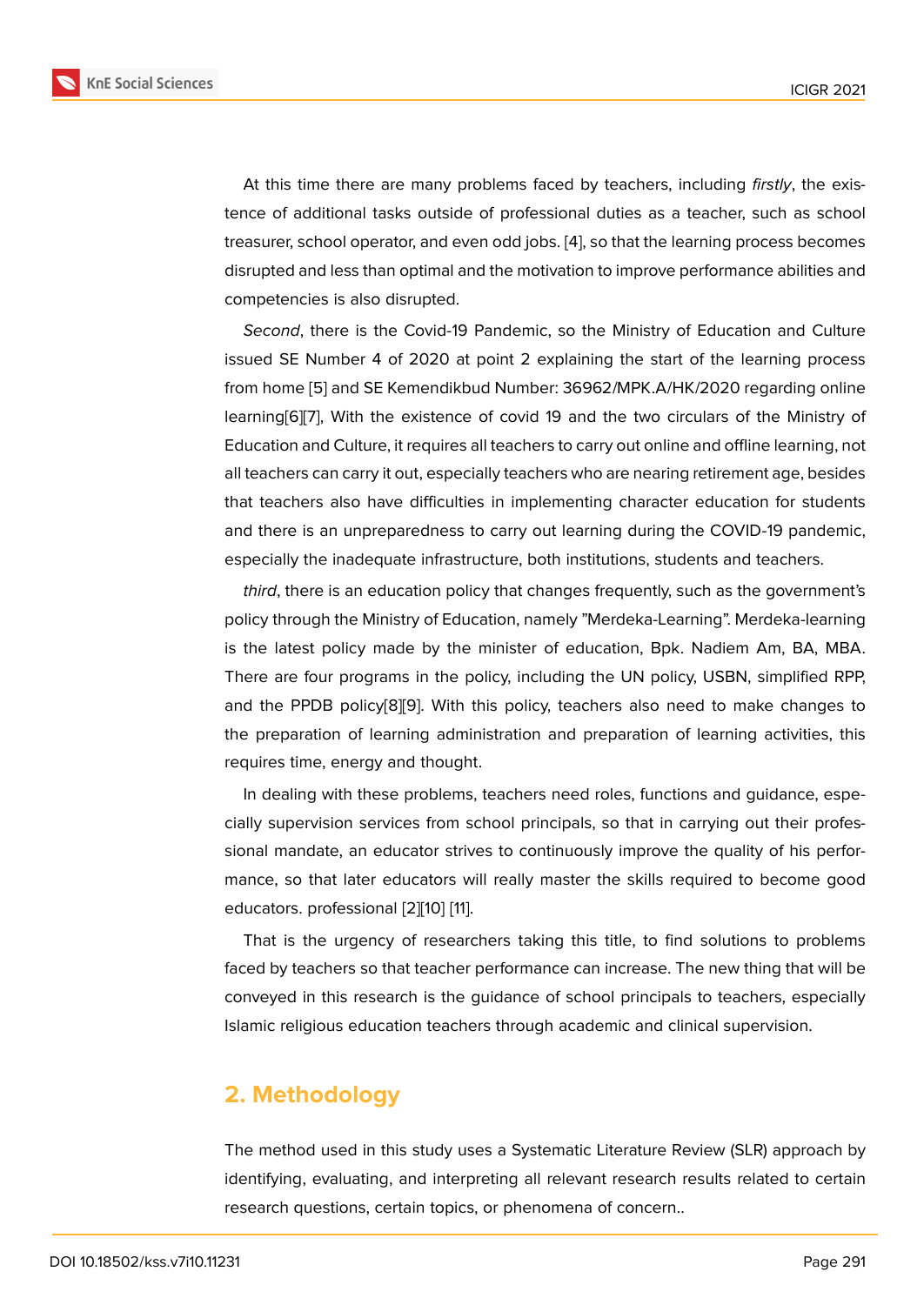At this time there are many problems faced by teachers, including *firstly*, the existence of additional tasks outside of professional duties as a teacher, such as school treasurer, school operator, and even odd jobs. [4], so that the learning process becomes disrupted and less than optimal and the motivation to improve performance abilities and competencies is also disrupted.

*Second*, there is the Covid-19 Pandemic, so the Ministry of Education and Culture issued SE Number 4 of 2020 at point 2 explaining the start of the learning process from home [5] and SE Kemendikbud Number: 36962/MPK.A/HK/2020 regarding online learning[6][7], With the existence of covid 19 and the two circulars of the Ministry of Education and Culture, it requires all teachers to carry out online and offline learning, not all teachers can carry it out, especially teachers who are nearing retirement age, besides that teachers also have difficulties in implementing character education for students and there is an unpreparedness to carry out learning during the COVID-19 pandemic, especially the inadequate infrastructure, both institutions, students and teachers.

*third*, there is an education policy that changes frequently, such as the government's policy through the Ministry of Education, namely "Merdeka-Learning". Merdeka-learning is the latest policy made by the minister of education, Bpk. Nadiem Am, BA, MBA. There are four programs in the policy, including the UN policy, USBN, simplified RPP, and the PPDB policy[8][9]. With this policy, teachers also need to make changes to the preparation of learning administration and preparation of learning activities, this requires time, energy and thought.

In dealing with these problems, teachers need roles, functions and guidance, especially supervision services from school principals, so that in carrying out their professional mandate, an educator strives to continuously improve the quality of his performance, so that later educators will really master the skills required to become good educators. professional [2][10] [11].

That is the urgency of researchers taking this title, to find solutions to problems faced by teachers so that teacher performance can increase. The new thing that will be conveyed in this research is the guidance of school principals to teachers, especially Islamic religious education teachers through academic and clinical supervision.

## 2. Methodology

The method used in this study uses a Systematic Literature Review (SLR) approach by identifying, evaluating, and interpreting all relevant research results related to certain research questions, certain topics, or phenomena of concern..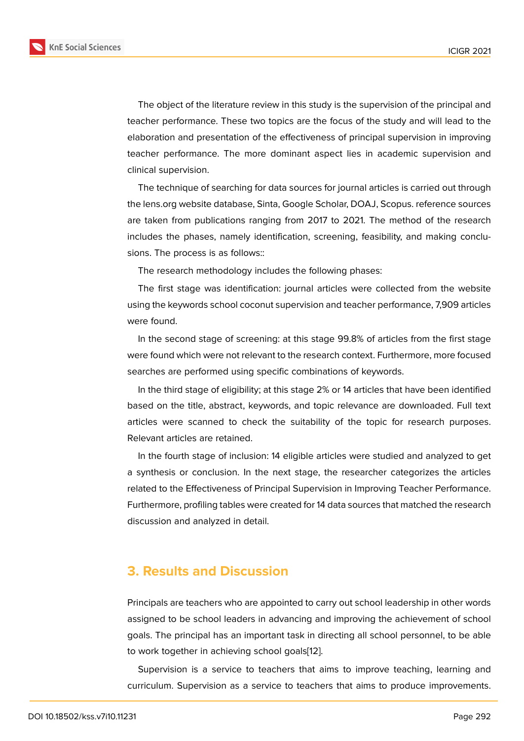The object of the literature review in this study is the supervision of the principal and teacher performance. These two topics are the focus of the study and will lead to the elaboration and presentation of the effectiveness of principal supervision in improving teacher performance. The more dominant aspect lies in academic supervision and clinical supervision.

The technique of searching for data sources for journal articles is carried out through the lens.org website database, Sinta, Google Scholar, DOAJ, Scopus. reference sources are taken from publications ranging from 2017 to 2021. The method of the research includes the phases, namely identification, screening, feasibility, and making conclusions. The process is as follows::

The research methodology includes the following phases:

The first stage was identification: journal articles were collected from the website using the keywords school coconut supervision and teacher performance, 7,909 articles were found.

In the second stage of screening: at this stage 99.8% of articles from the first stage were found which were not relevant to the research context. Furthermore, more focused searches are performed using specific combinations of keywords.

In the third stage of eligibility; at this stage 2% or 14 articles that have been identified based on the title, abstract, keywords, and topic relevance are downloaded. Full text articles were scanned to check the suitability of the topic for research purposes. Relevant articles are retained.

In the fourth stage of inclusion: 14 eligible articles were studied and analyzed to get a synthesis or conclusion. In the next stage, the researcher categorizes the articles related to the Effectiveness of Principal Supervision in Improving Teacher Performance. Furthermore, profiling tables were created for 14 data sources that matched the research discussion and analyzed in detail.

## 3. Results and Discussion

Principals are teachers who are appointed to carry out school leadership in other words assigned to be school leaders in advancing and improving the achievement of school goals. The principal has an important task in directing all school personnel, to be able to work together in achieving school goals[12].

Supervision is a service to teachers that aims to improve teaching, learning and curriculum. Supervision as a service to teachers that aims to produce improvements.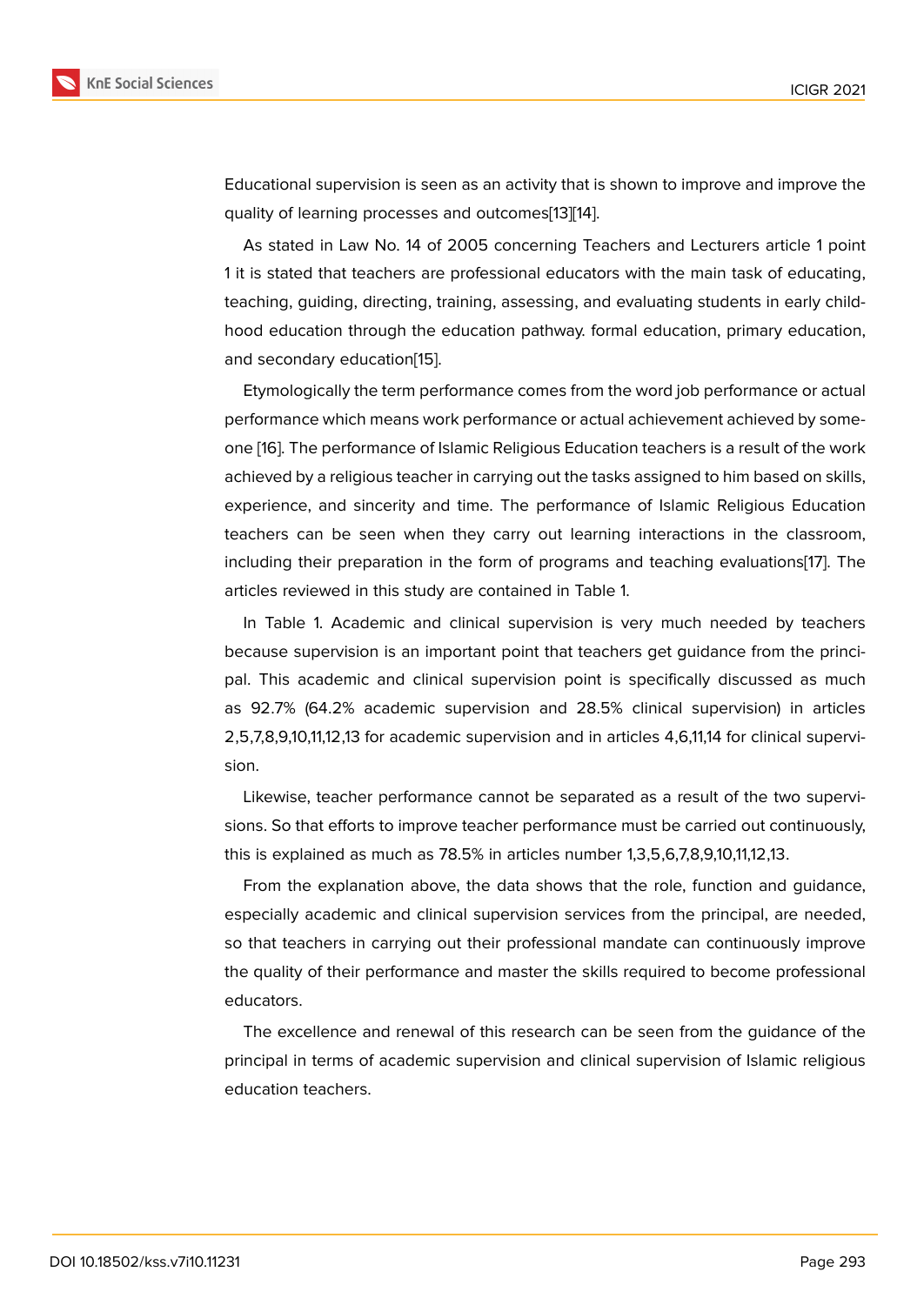Educational supervision is seen as an activity that is shown to improve and improve the quality of learning processes and outcomes[13][14].

As stated in Law No. 14 of 2005 concerning Teachers and Lecturers article 1 point 1 it is stated that teachers are professional educators with the main task of educating, teaching, guiding, directing, training, assessing, and evaluating students in early childhood education through the education pathway. formal education, primary education, and secondary education[15].

Etymologically the term performance comes from the word job performance or actual performance which means work performance or actual achievement achieved by someone [16]. The performance of Islamic Religious Education teachers is a result of the work achieved by a religious teacher in carrying out the tasks assigned to him based on skills, experience, and sincerity and time. The performance of Islamic Religious Education teachers can be seen when they carry out learning interactions in the classroom, including their preparation in the form of programs and teaching evaluations[17]. The articles reviewed in this study are contained in Table 1.

In Table 1. Academic and clinical supervision is very much needed by teachers because supervision is an important point that teachers get guidance from the principal. This academic and clinical supervision point is specifically discussed as much as 92.7% (64.2% academic supervision and 28.5% clinical supervision) in articles 2,5,7,8,9,10,11,12,13 for academic supervision and in articles 4,6,11,14 for clinical supervision.

Likewise, teacher performance cannot be separated as a result of the two supervisions. So that efforts to improve teacher performance must be carried out continuously, this is explained as much as 78.5% in articles number 1,3,5,6,7,8,9,10,11,12,13.

From the explanation above, the data shows that the role, function and guidance, especially academic and clinical supervision services from the principal, are needed, so that teachers in carrying out their professional mandate can continuously improve the quality of their performance and master the skills required to become professional educators.

The excellence and renewal of this research can be seen from the guidance of the principal in terms of academic supervision and clinical supervision of Islamic religious education teachers.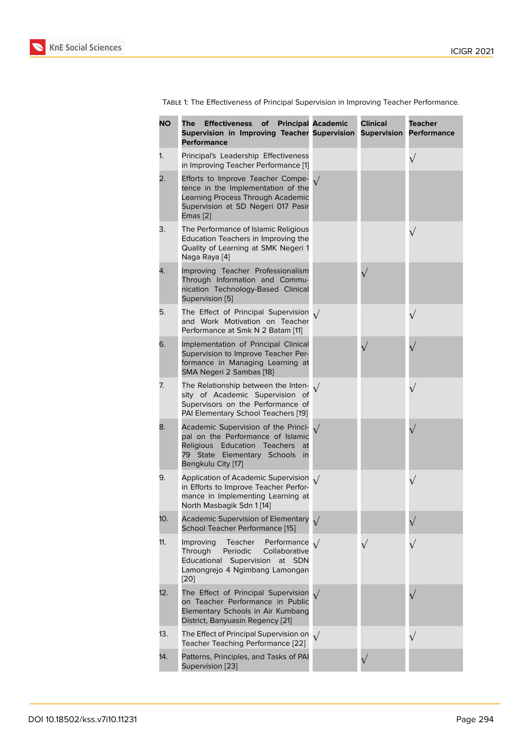Table 1: The Effectiveness of Principal Supervision in Improving Teacher Performance.

| NO | The Effectiveness of Principal Supervision in Improving Teacher Performance | Academic Supervision | Clinical Supervision | Teacher Performance |
|---|---|---|---|---|
| 1. | Principal's Leadership Effectiveness in Improving Teacher Performance [1] | | | √ |
| 2. | Efforts to Improve Teacher Competence in the Implementation of the Learning Process Through Academic Supervision at SD Negeri 017 Pasir Emas [2] | √ | | |
| 3. | The Performance of Islamic Religious Education Teachers in Improving the Quality of Learning at SMK Negeri 1 Naga Raya [4] | | | √ |
| 4. | Improving Teacher Professionalism Through Information and Communication Technology-Based Clinical Supervision [5] | | √ | |
| 5. | The Effect of Principal Supervision and Work Motivation on Teacher Performance at Smk N 2 Batam [11] | √ | | √ |
| 6. | Implementation of Principal Clinical Supervision to Improve Teacher Performance in Managing Learning at SMA Negeri 2 Sambas [18] | | √ | √ |
| 7. | The Relationship between the Intensity of Academic Supervision of Supervisors on the Performance of PAI Elementary School Teachers [19] | √ | | √ |
| 8. | Academic Supervision of the Principal on the Performance of Islamic Religious Education Teachers at 79 State Elementary Schools in Bengkulu City [17] | √ | | √ |
| 9. | Application of Academic Supervision in Efforts to Improve Teacher Performance in Implementing Learning at North Masbagik Sdn 1 [14] | √ | | √ |
| 10. | Academic Supervision of Elementary School Teacher Performance [15] | √ | | √ |
| 11. | Improving Teacher Performance Through Periodic Collaborative Educational Supervision at SDN Lamongrejo 4 Ngimbang Lamongan [20] | √ | √ | √ |
| 12. | The Effect of Principal Supervision on Teacher Performance in Public Elementary Schools in Air Kumbang District, Banyuasin Regency [21] | √ | | √ |
| 13. | The Effect of Principal Supervision on Teacher Teaching Performance [22] | √ | | √ |
| 14. | Patterns, Principles, and Tasks of PAI Supervision [23] | | √ | |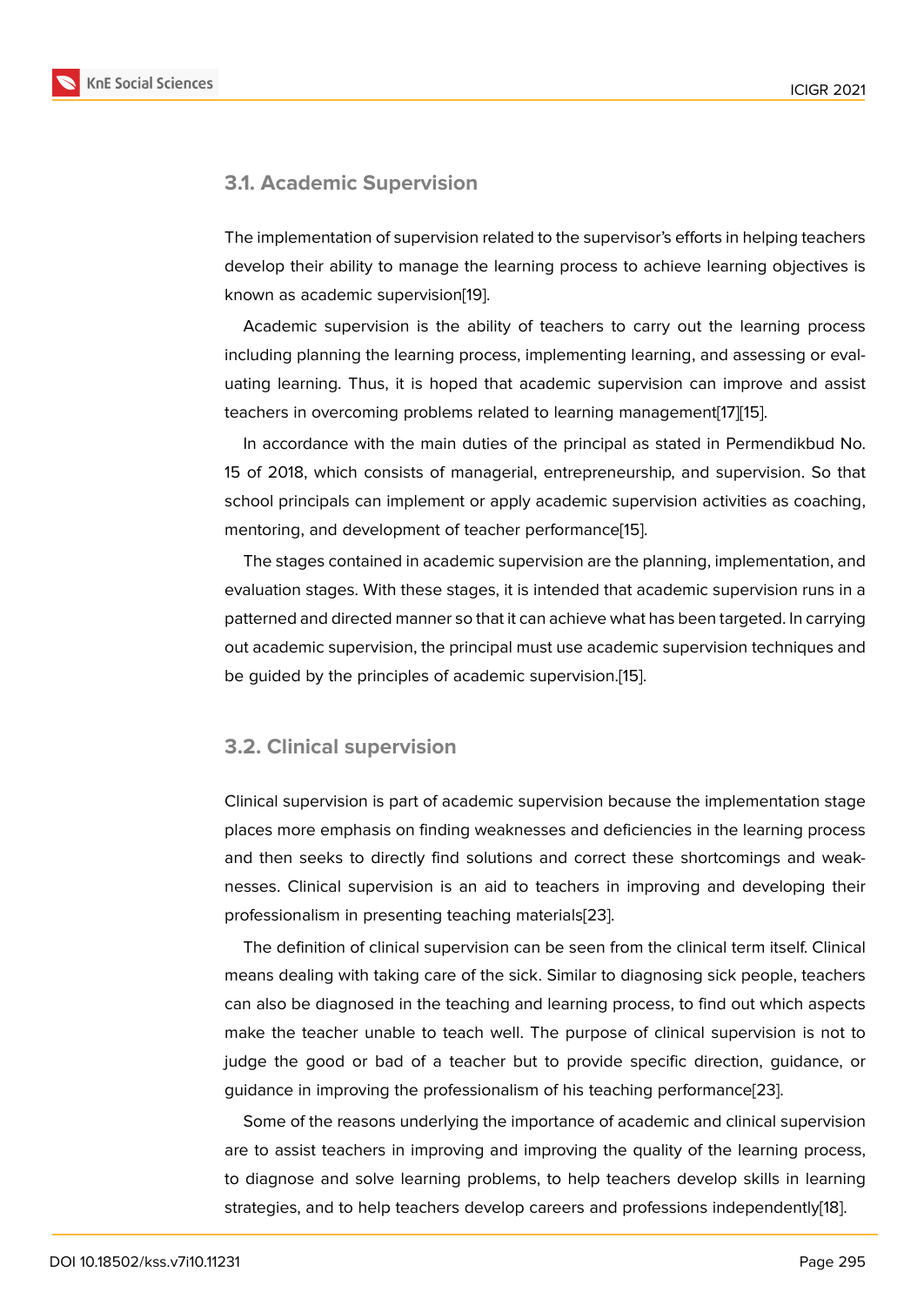### 3.1. Academic Supervision

The implementation of supervision related to the supervisor's efforts in helping teachers develop their ability to manage the learning process to achieve learning objectives is known as academic supervision[19].

Academic supervision is the ability of teachers to carry out the learning process including planning the learning process, implementing learning, and assessing or evaluating learning. Thus, it is hoped that academic supervision can improve and assist teachers in overcoming problems related to learning management[17][15].

In accordance with the main duties of the principal as stated in Permendikbud No. 15 of 2018, which consists of managerial, entrepreneurship, and supervision. So that school principals can implement or apply academic supervision activities as coaching, mentoring, and development of teacher performance[15].

The stages contained in academic supervision are the planning, implementation, and evaluation stages. With these stages, it is intended that academic supervision runs in a patterned and directed manner so that it can achieve what has been targeted. In carrying out academic supervision, the principal must use academic supervision techniques and be guided by the principles of academic supervision.[15].

### 3.2. Clinical supervision

Clinical supervision is part of academic supervision because the implementation stage places more emphasis on finding weaknesses and deficiencies in the learning process and then seeks to directly find solutions and correct these shortcomings and weaknesses. Clinical supervision is an aid to teachers in improving and developing their professionalism in presenting teaching materials[23].

The definition of clinical supervision can be seen from the clinical term itself. Clinical means dealing with taking care of the sick. Similar to diagnosing sick people, teachers can also be diagnosed in the teaching and learning process, to find out which aspects make the teacher unable to teach well. The purpose of clinical supervision is not to judge the good or bad of a teacher but to provide specific direction, guidance, or guidance in improving the professionalism of his teaching performance[23].

Some of the reasons underlying the importance of academic and clinical supervision are to assist teachers in improving and improving the quality of the learning process, to diagnose and solve learning problems, to help teachers develop skills in learning strategies, and to help teachers develop careers and professions independently[18].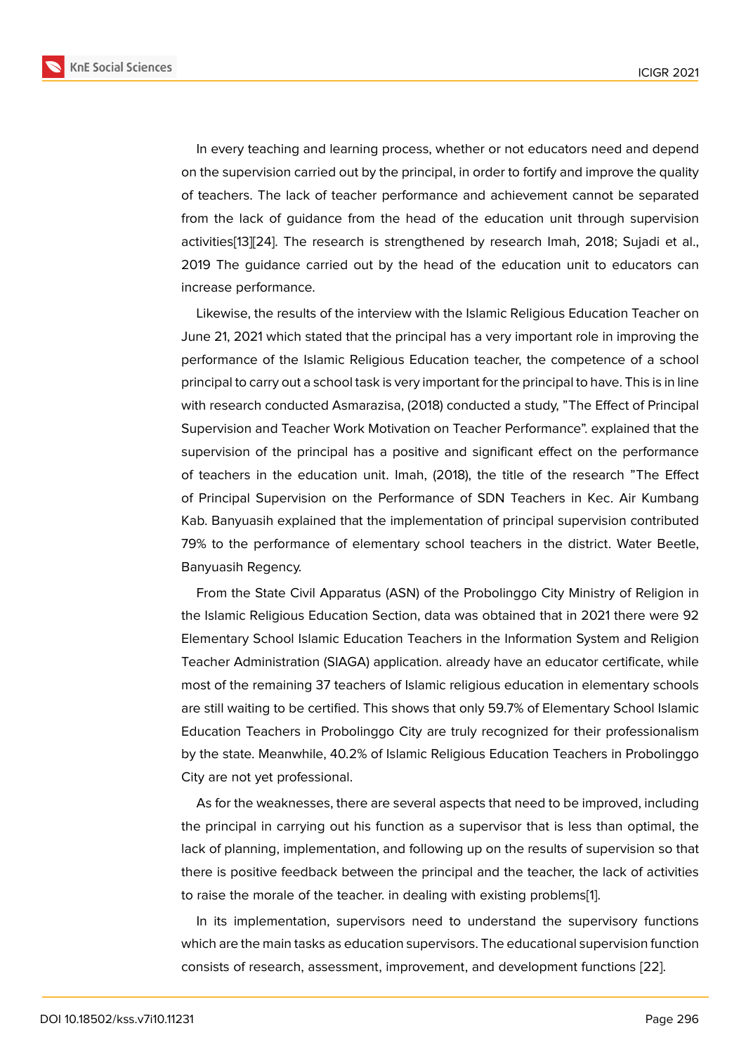In every teaching and learning process, whether or not educators need and depend on the supervision carried out by the principal, in order to fortify and improve the quality of teachers. The lack of teacher performance and achievement cannot be separated from the lack of guidance from the head of the education unit through supervision activities[13][24]. The research is strengthened by research Imah, 2018; Sujadi et al., 2019 The guidance carried out by the head of the education unit to educators can increase performance.

Likewise, the results of the interview with the Islamic Religious Education Teacher on June 21, 2021 which stated that the principal has a very important role in improving the performance of the Islamic Religious Education teacher, the competence of a school principal to carry out a school task is very important for the principal to have. This is in line with research conducted Asmarazisa, (2018) conducted a study, "The Effect of Principal Supervision and Teacher Work Motivation on Teacher Performance". explained that the supervision of the principal has a positive and significant effect on the performance of teachers in the education unit. Imah, (2018), the title of the research "The Effect of Principal Supervision on the Performance of SDN Teachers in Kec. Air Kumbang Kab. Banyuasih explained that the implementation of principal supervision contributed 79% to the performance of elementary school teachers in the district. Water Beetle, Banyuasih Regency.

From the State Civil Apparatus (ASN) of the Probolinggo City Ministry of Religion in the Islamic Religious Education Section, data was obtained that in 2021 there were 92 Elementary School Islamic Education Teachers in the Information System and Religion Teacher Administration (SIAGA) application. already have an educator certificate, while most of the remaining 37 teachers of Islamic religious education in elementary schools are still waiting to be certified. This shows that only 59.7% of Elementary School Islamic Education Teachers in Probolinggo City are truly recognized for their professionalism by the state. Meanwhile, 40.2% of Islamic Religious Education Teachers in Probolinggo City are not yet professional.

As for the weaknesses, there are several aspects that need to be improved, including the principal in carrying out his function as a supervisor that is less than optimal, the lack of planning, implementation, and following up on the results of supervision so that there is positive feedback between the principal and the teacher, the lack of activities to raise the morale of the teacher. in dealing with existing problems[1].

In its implementation, supervisors need to understand the supervisory functions which are the main tasks as education supervisors. The educational supervision function consists of research, assessment, improvement, and development functions [22].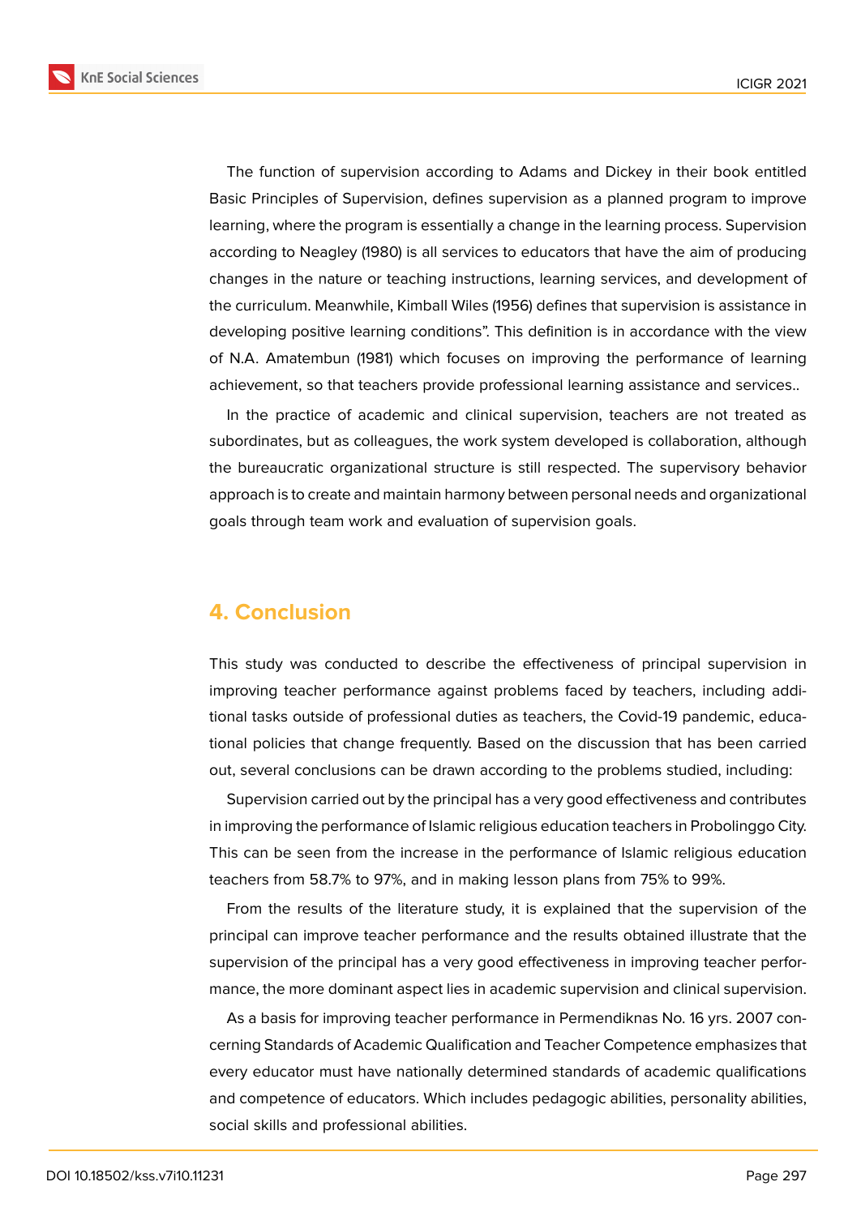The function of supervision according to Adams and Dickey in their book entitled Basic Principles of Supervision, defines supervision as a planned program to improve learning, where the program is essentially a change in the learning process. Supervision according to Neagley (1980) is all services to educators that have the aim of producing changes in the nature or teaching instructions, learning services, and development of the curriculum. Meanwhile, Kimball Wiles (1956) defines that supervision is assistance in developing positive learning conditions". This definition is in accordance with the view of N.A. Amatembun (1981) which focuses on improving the performance of learning achievement, so that teachers provide professional learning assistance and services..

In the practice of academic and clinical supervision, teachers are not treated as subordinates, but as colleagues, the work system developed is collaboration, although the bureaucratic organizational structure is still respected. The supervisory behavior approach is to create and maintain harmony between personal needs and organizational goals through team work and evaluation of supervision goals.

## 4. Conclusion

This study was conducted to describe the effectiveness of principal supervision in improving teacher performance against problems faced by teachers, including additional tasks outside of professional duties as teachers, the Covid-19 pandemic, educational policies that change frequently. Based on the discussion that has been carried out, several conclusions can be drawn according to the problems studied, including:

Supervision carried out by the principal has a very good effectiveness and contributes in improving the performance of Islamic religious education teachers in Probolinggo City. This can be seen from the increase in the performance of Islamic religious education teachers from 58.7% to 97%, and in making lesson plans from 75% to 99%.

From the results of the literature study, it is explained that the supervision of the principal can improve teacher performance and the results obtained illustrate that the supervision of the principal has a very good effectiveness in improving teacher performance, the more dominant aspect lies in academic supervision and clinical supervision.

As a basis for improving teacher performance in Permendiknas No. 16 yrs. 2007 concerning Standards of Academic Qualification and Teacher Competence emphasizes that every educator must have nationally determined standards of academic qualifications and competence of educators. Which includes pedagogic abilities, personality abilities, social skills and professional abilities.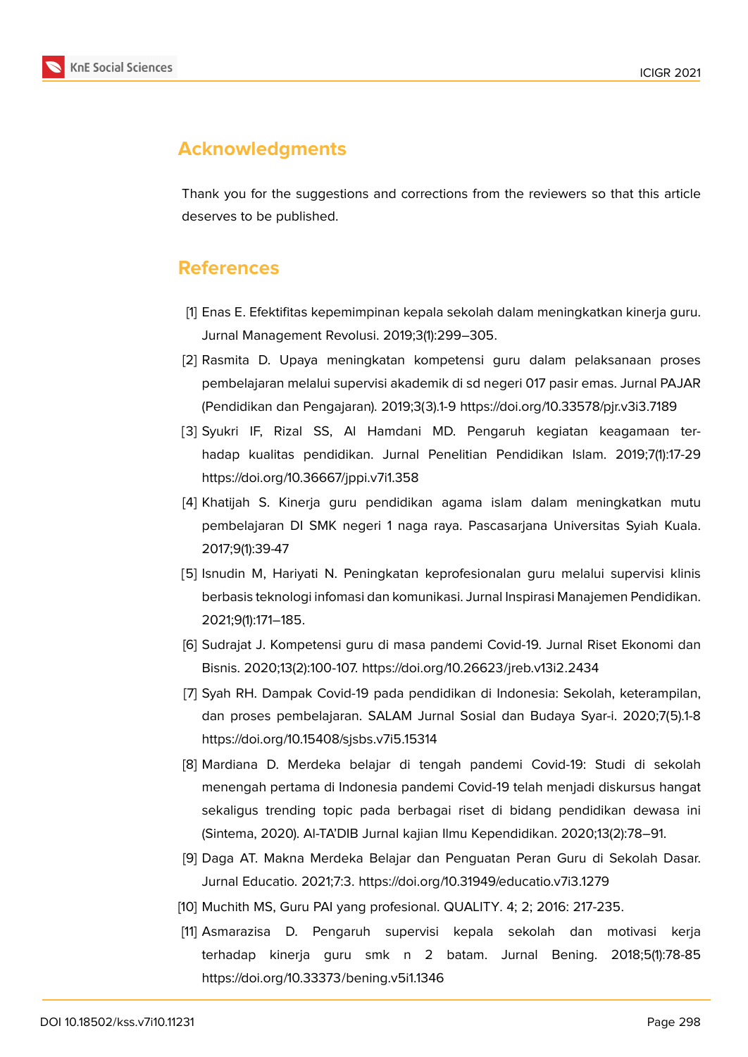## Acknowledgments

Thank you for the suggestions and corrections from the reviewers so that this article deserves to be published.

## References

[1] Enas E. Efektifitas kepemimpinan kepala sekolah dalam meningkatkan kinerja guru. Jurnal Management Revolusi. 2019;3(1):299–305.

[2] Rasmita D. Upaya meningkatan kompetensi guru dalam pelaksanaan proses pembelajaran melalui supervisi akademik di sd negeri 017 pasir emas. Jurnal PAJAR (Pendidikan dan Pengajaran). 2019;3(3).1-9 https://doi.org/10.33578/pjr.v3i3.7189

[3] Syukri IF, Rizal SS, Al Hamdani MD. Pengaruh kegiatan keagamaan terhadap kualitas pendidikan. Jurnal Penelitian Pendidikan Islam. 2019;7(1):17-29 https://doi.org/10.36667/jppi.v7i1.358

[4] Khatijah S. Kinerja guru pendidikan agama islam dalam meningkatkan mutu pembelajaran DI SMK negeri 1 naga raya. Pascasarjana Universitas Syiah Kuala. 2017;9(1):39-47

[5] Isnudin M, Hariyati N. Peningkatan keprofesionalan guru melalui supervisi klinis berbasis teknologi infomasi dan komunikasi. Jurnal Inspirasi Manajemen Pendidikan. 2021;9(1):171–185.

[6] Sudrajat J. Kompetensi guru di masa pandemi Covid-19. Jurnal Riset Ekonomi dan Bisnis. 2020;13(2):100-107. https://doi.org/10.26623/jreb.v13i2.2434

[7] Syah RH. Dampak Covid-19 pada pendidikan di Indonesia: Sekolah, keterampilan, dan proses pembelajaran. SALAM Jurnal Sosial dan Budaya Syar-i. 2020;7(5).1-8 https://doi.org/10.15408/sjsbs.v7i5.15314

[8] Mardiana D. Merdeka belajar di tengah pandemi Covid-19: Studi di sekolah menengah pertama di Indonesia pandemi Covid-19 telah menjadi diskursus hangat sekaligus trending topic pada berbagai riset di bidang pendidikan dewasa ini (Sintema, 2020). Al-TA'DIB Jurnal kajian Ilmu Kependidikan. 2020;13(2):78–91.

[9] Daga AT. Makna Merdeka Belajar dan Penguatan Peran Guru di Sekolah Dasar. Jurnal Educatio. 2021;7:3. https://doi.org/10.31949/educatio.v7i3.1279

[10] Muchith MS, Guru PAI yang profesional. QUALITY. 4; 2; 2016: 217-235.

[11] Asmarazisa D. Pengaruh supervisi kepala sekolah dan motivasi kerja terhadap kinerja guru smk n 2 batam. Jurnal Bening. 2018;5(1):78-85 https://doi.org/10.33373/bening.v5i1.1346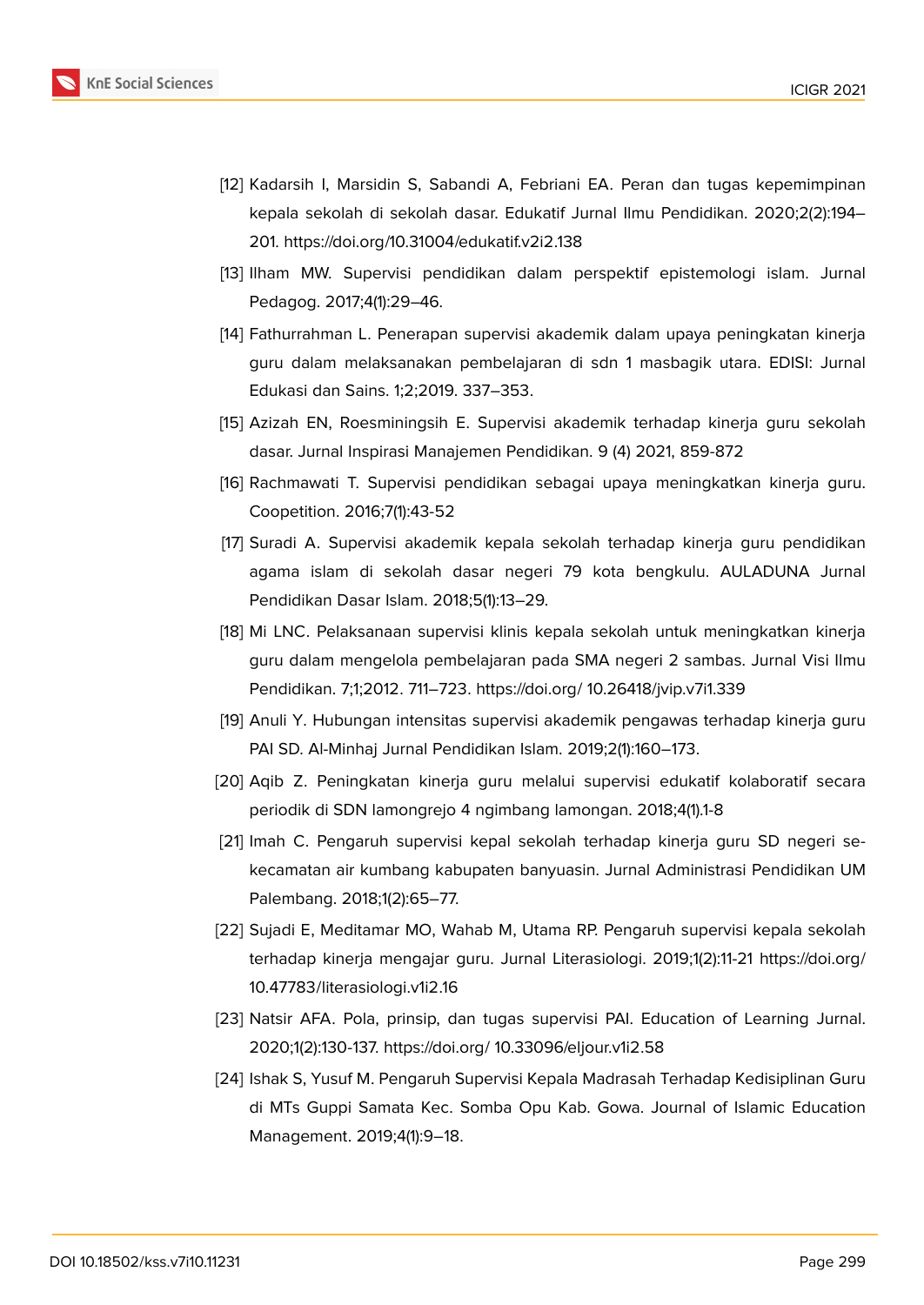[12] Kadarsih I, Marsidin S, Sabandi A, Febriani EA. Peran dan tugas kepemimpinan kepala sekolah di sekolah dasar. Edukatif Jurnal Ilmu Pendidikan. 2020;2(2):194–201. https://doi.org/10.31004/edukatif.v2i2.138

[13] Ilham MW. Supervisi pendidikan dalam perspektif epistemologi islam. Jurnal Pedagog. 2017;4(1):29–46.

[14] Fathurrahman L. Penerapan supervisi akademik dalam upaya peningkatan kinerja guru dalam melaksanakan pembelajaran di sdn 1 masbagik utara. EDISI: Jurnal Edukasi dan Sains. 1;2;2019. 337–353.

[15] Azizah EN, Roesminingsih E. Supervisi akademik terhadap kinerja guru sekolah dasar. Jurnal Inspirasi Manajemen Pendidikan. 9 (4) 2021, 859-872

[16] Rachmawati T. Supervisi pendidikan sebagai upaya meningkatkan kinerja guru. Coopetition. 2016;7(1):43-52

[17] Suradi A. Supervisi akademik kepala sekolah terhadap kinerja guru pendidikan agama islam di sekolah dasar negeri 79 kota bengkulu. AULADUNA Jurnal Pendidikan Dasar Islam. 2018;5(1):13–29.

[18] Mi LNC. Pelaksanaan supervisi klinis kepala sekolah untuk meningkatkan kinerja guru dalam mengelola pembelajaran pada SMA negeri 2 sambas. Jurnal Visi Ilmu Pendidikan. 7;1;2012. 711–723. https://doi.org/ 10.26418/jvip.v7i1.339

[19] Anuli Y. Hubungan intensitas supervisi akademik pengawas terhadap kinerja guru PAI SD. Al-Minhaj Jurnal Pendidikan Islam. 2019;2(1):160–173.

[20] Aqib Z. Peningkatan kinerja guru melalui supervisi edukatif kolaboratif secara periodik di SDN lamongrejo 4 ngimbang lamongan. 2018;4(1).1-8

[21] Imah C. Pengaruh supervisi kepal sekolah terhadap kinerja guru SD negeri se-kecamatan air kumbang kabupaten banyuasin. Jurnal Administrasi Pendidikan UM Palembang. 2018;1(2):65–77.

[22] Sujadi E, Meditamar MO, Wahab M, Utama RP. Pengaruh supervisi kepala sekolah terhadap kinerja mengajar guru. Jurnal Literasiologi. 2019;1(2):11-21 https://doi.org/ 10.47783/literasiologi.v1i2.16

[23] Natsir AFA. Pola, prinsip, dan tugas supervisi PAI. Education of Learning Jurnal. 2020;1(2):130-137. https://doi.org/ 10.33096/eljour.v1i2.58

[24] Ishak S, Yusuf M. Pengaruh Supervisi Kepala Madrasah Terhadap Kedisiplinan Guru di MTs Guppi Samata Kec. Somba Opu Kab. Gowa. Journal of Islamic Education Management. 2019;4(1):9–18.